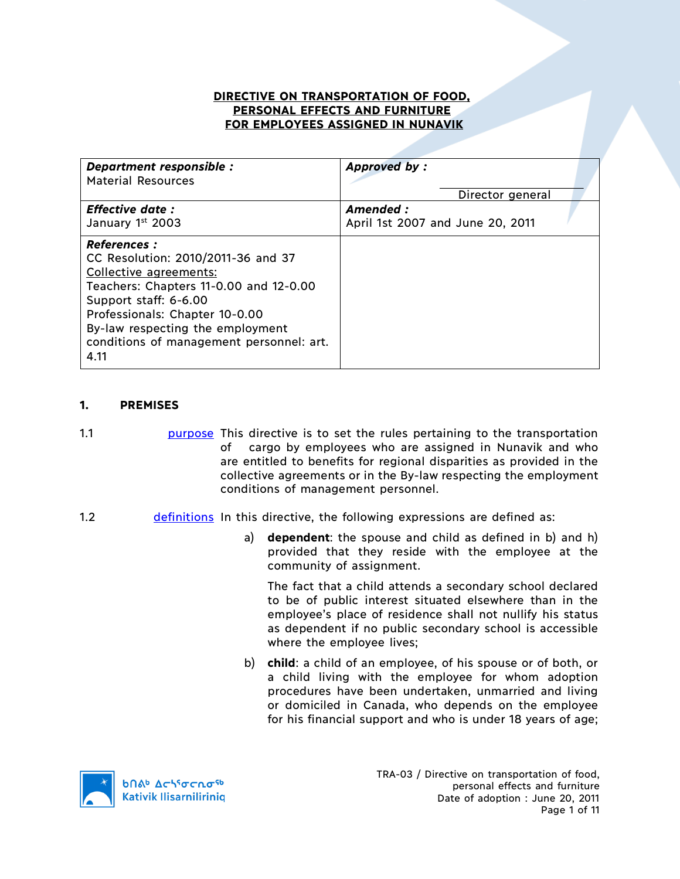# DIRECTIVE ON TRANSPORTATION OF FOOD, PERSONAL EFFECTS AND FURNITURE FOR EMPLOYEES ASSIGNED IN NUNAVIK

| **Department responsible :** Material Resources | **Approved by :** ____________________ Director general |
|---|---|
| **Effective date :** January 1st 2003 | **Amended :** April 1st 2007 and June 20, 2011 |
| **References :** CC Resolution: 2010/2011-36 and 37<br>Collective agreements:<br>Teachers: Chapters 11-0.00 and 12-0.00<br>Support staff: 6-6.00<br>Professionals: Chapter 10-0.00<br>By-law respecting the employment conditions of management personnel: art. 4.11 | |

## 1. PREMISES

1.1 purpose This directive is to set the rules pertaining to the transportation of cargo by employees who are assigned in Nunavik and who are entitled to benefits for regional disparities as provided in the collective agreements or in the By-law respecting the employment conditions of management personnel.

1.2 definitions In this directive, the following expressions are defined as:

a) **dependent**: the spouse and child as defined in b) and h) provided that they reside with the employee at the community of assignment.

The fact that a child attends a secondary school declared to be of public interest situated elsewhere than in the employee's place of residence shall not nullify his status as dependent if no public secondary school is accessible where the employee lives;

b) **child**: a child of an employee, of his spouse or of both, or a child living with the employee for whom adoption procedures have been undertaken, unmarried and living or domiciled in Canada, who depends on the employee for his financial support and who is under 18 years of age;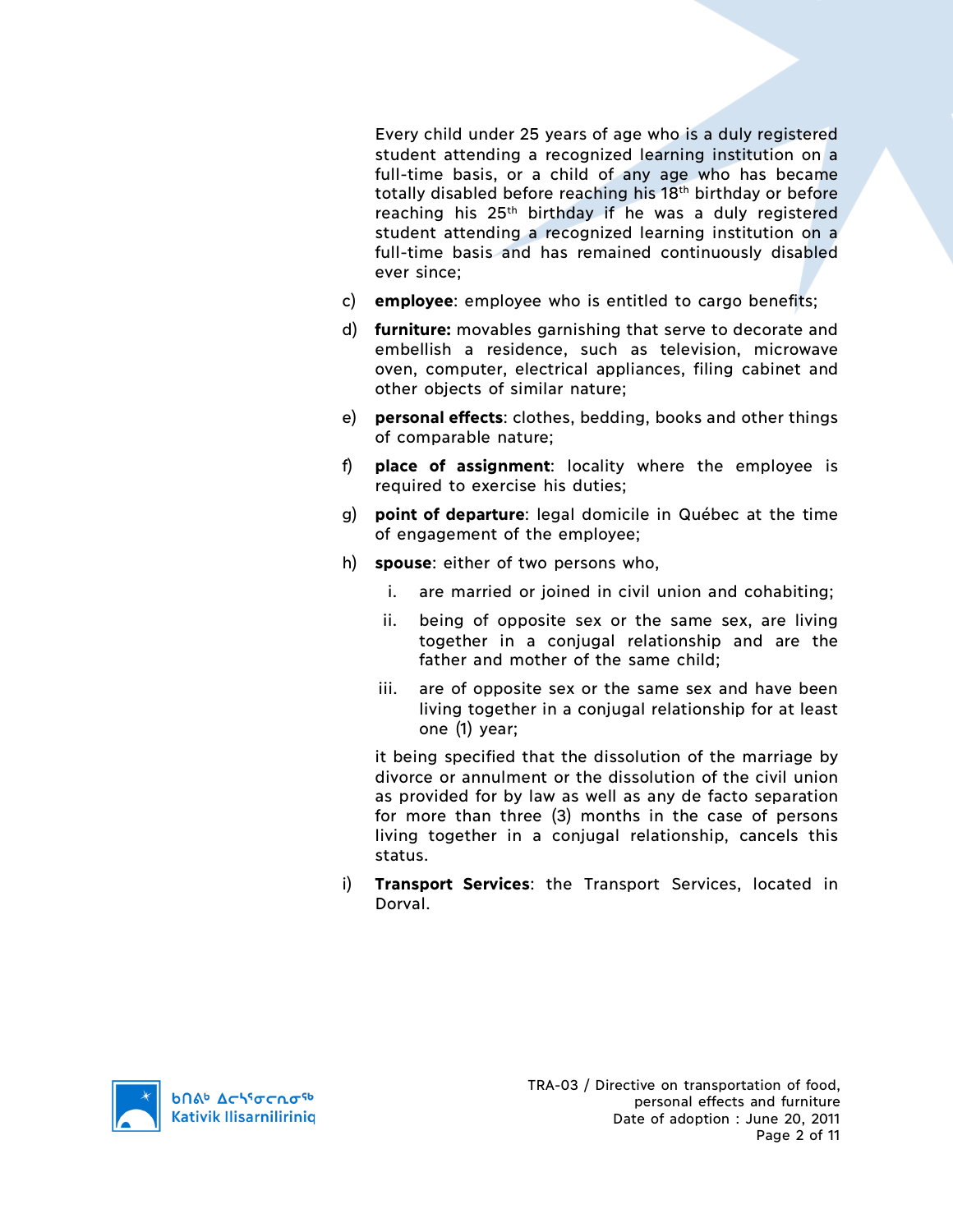Every child under 25 years of age who is a duly registered student attending a recognized learning institution on a full-time basis, or a child of any age who has became totally disabled before reaching his 18th birthday or before reaching his 25th birthday if he was a duly registered student attending a recognized learning institution on a full-time basis and has remained continuously disabled ever since;

c) **employee**: employee who is entitled to cargo benefits;

d) **furniture:** movables garnishing that serve to decorate and embellish a residence, such as television, microwave oven, computer, electrical appliances, filing cabinet and other objects of similar nature;

e) **personal effects**: clothes, bedding, books and other things of comparable nature;

f) **place of assignment**: locality where the employee is required to exercise his duties;

g) **point of departure**: legal domicile in Québec at the time of engagement of the employee;

h) **spouse**: either of two persons who,

   i. are married or joined in civil union and cohabiting;

   ii. being of opposite sex or the same sex, are living together in a conjugal relationship and are the father and mother of the same child;

   iii. are of opposite sex or the same sex and have been living together in a conjugal relationship for at least one (1) year;

   it being specified that the dissolution of the marriage by divorce or annulment or the dissolution of the civil union as provided for by law as well as any de facto separation for more than three (3) months in the case of persons living together in a conjugal relationship, cancels this status.

i) **Transport Services**: the Transport Services, located in Dorval.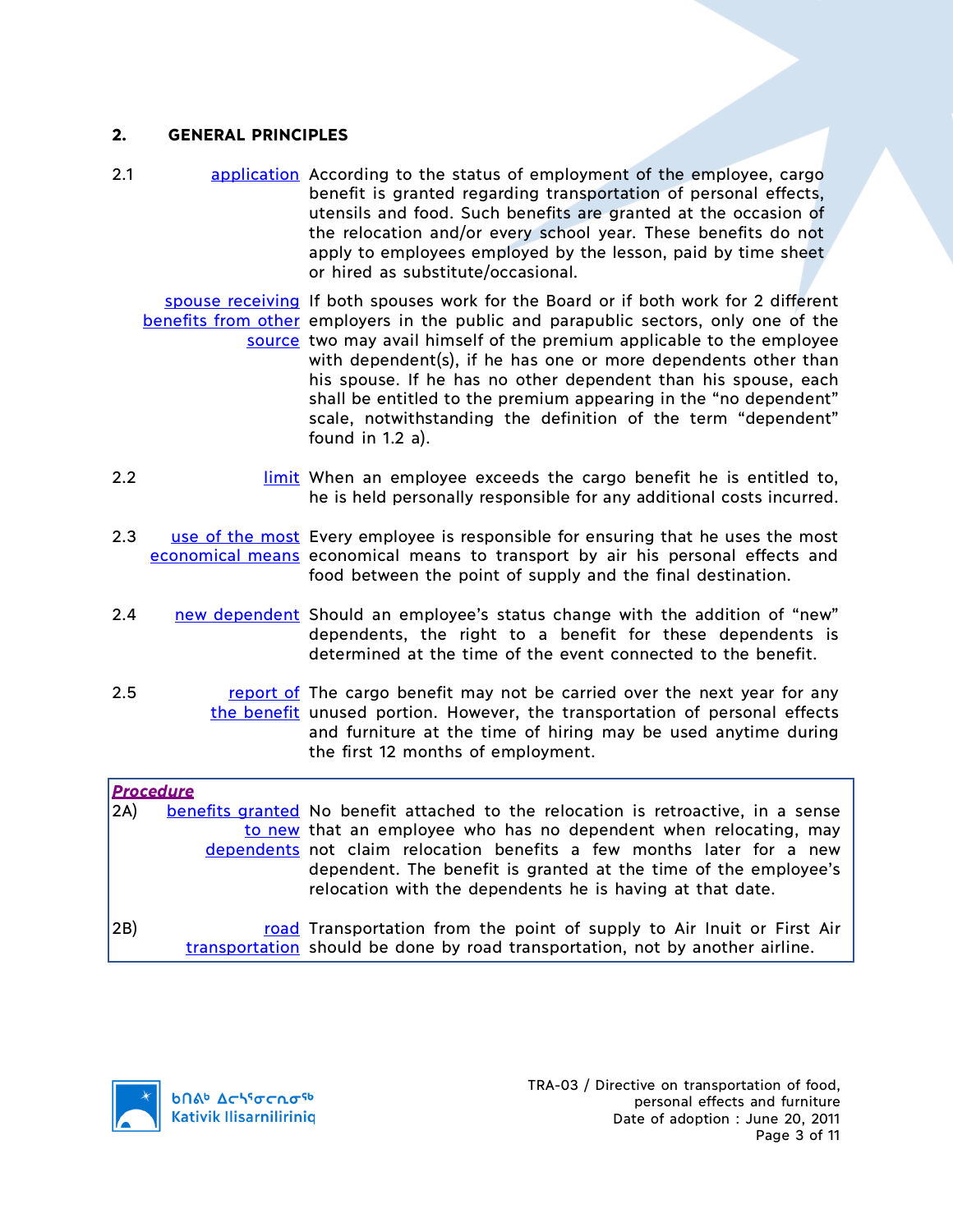## 2. GENERAL PRINCIPLES

2.1 **application** According to the status of employment of the employee, cargo benefit is granted regarding transportation of personal effects, utensils and food. Such benefits are granted at the occasion of the relocation and/or every school year. These benefits do not apply to employees employed by the lesson, paid by time sheet or hired as substitute/occasional.

**spouse receiving benefits from other source** If both spouses work for the Board or if both work for 2 different employers in the public and parapublic sectors, only one of the two may avail himself of the premium applicable to the employee with dependent(s), if he has one or more dependents other than his spouse. If he has no other dependent than his spouse, each shall be entitled to the premium appearing in the "no dependent" scale, notwithstanding the definition of the term "dependent" found in 1.2 a).

2.2 **limit** When an employee exceeds the cargo benefit he is entitled to, he is held personally responsible for any additional costs incurred.

2.3 **use of the most economical means** Every employee is responsible for ensuring that he uses the most economical means to transport by air his personal effects and food between the point of supply and the final destination.

2.4 **new dependent** Should an employee's status change with the addition of "new" dependents, the right to a benefit for these dependents is determined at the time of the event connected to the benefit.

2.5 **report of the benefit** The cargo benefit may not be carried over the next year for any unused portion. However, the transportation of personal effects and furniture at the time of hiring may be used anytime during the first 12 months of employment.

***Procedure***

2A) **benefits granted to new dependents** No benefit attached to the relocation is retroactive, in a sense that an employee who has no dependent when relocating, may not claim relocation benefits a few months later for a new dependent. The benefit is granted at the time of the employee's relocation with the dependents he is having at that date.

2B) **road transportation** Transportation from the point of supply to Air Inuit or First Air should be done by road transportation, not by another airline.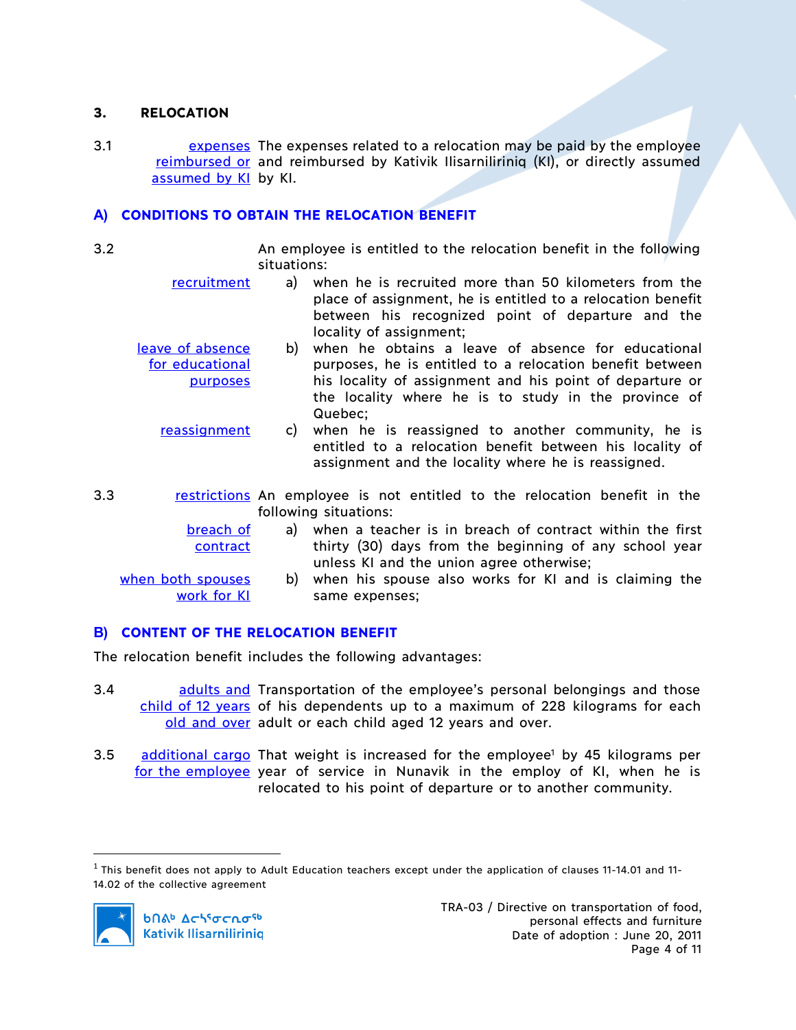## 3. RELOCATION

3.1 **expenses reimbursed or assumed by KI** The expenses related to a relocation may be paid by the employee and reimbursed by Kativik Ilisarniliriniq (KI), or directly assumed by KI.

### A) CONDITIONS TO OBTAIN THE RELOCATION BENEFIT

3.2 An employee is entitled to the relocation benefit in the following situations:

**recruitment** a) when he is recruited more than 50 kilometers from the place of assignment, he is entitled to a relocation benefit between his recognized point of departure and the locality of assignment;

**leave of absence for educational purposes** b) when he obtains a leave of absence for educational purposes, he is entitled to a relocation benefit between his locality of assignment and his point of departure or the locality where he is to study in the province of Quebec;

**reassignment** c) when he is reassigned to another community, he is entitled to a relocation benefit between his locality of assignment and the locality where he is reassigned.

3.3 **restrictions** An employee is not entitled to the relocation benefit in the following situations:

**breach of contract** a) when a teacher is in breach of contract within the first thirty (30) days from the beginning of any school year unless KI and the union agree otherwise;

**when both spouses work for KI** b) when his spouse also works for KI and is claiming the same expenses;

### B) CONTENT OF THE RELOCATION BENEFIT

The relocation benefit includes the following advantages:

3.4 **adults and child of 12 years old and over** Transportation of the employee's personal belongings and those of his dependents up to a maximum of 228 kilograms for each adult or each child aged 12 years and over.

3.5 **additional cargo for the employee** That weight is increased for the employee[1] by 45 kilograms per year of service in Nunavik in the employ of KI, when he is relocated to his point of departure or to another community.

[1] This benefit does not apply to Adult Education teachers except under the application of clauses 11-14.01 and 11-14.02 of the collective agreement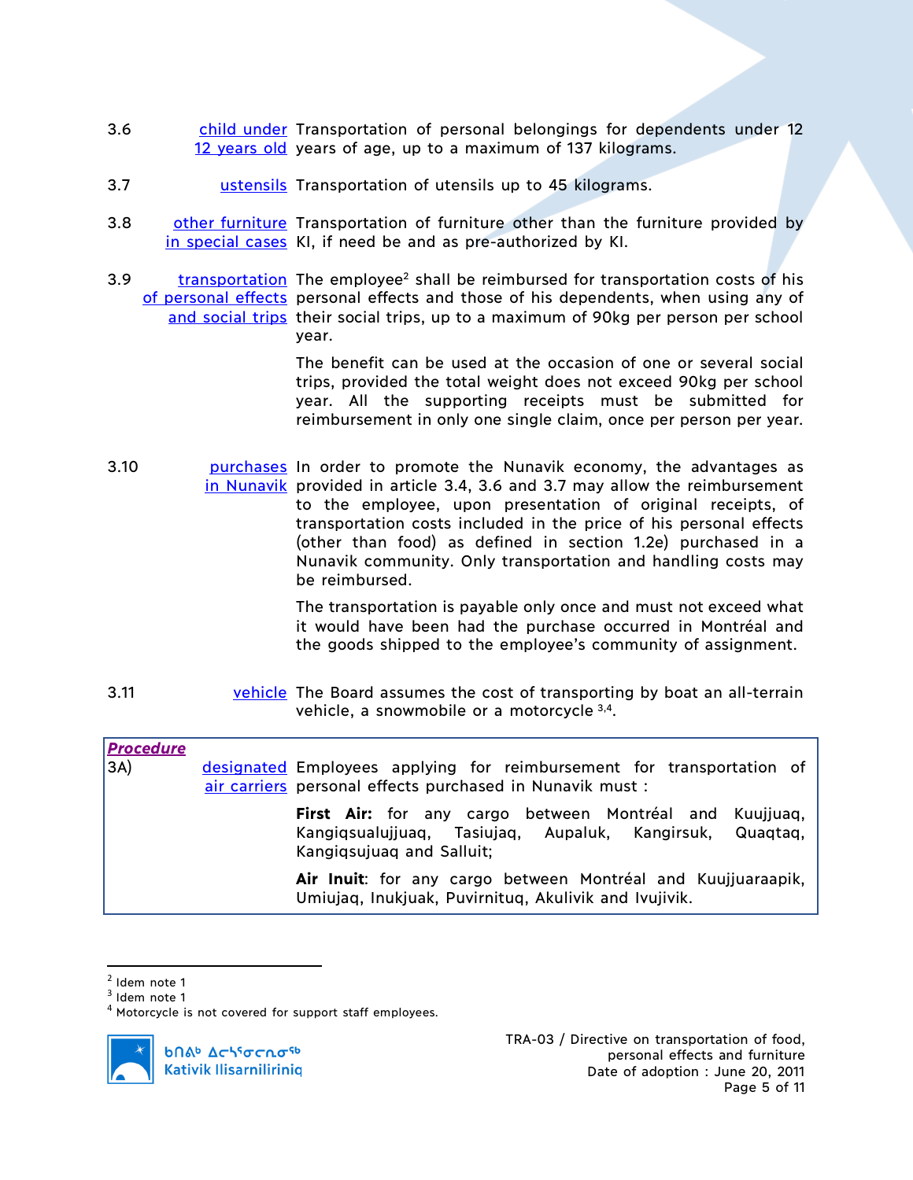3.6 [child under 12 years old] Transportation of personal belongings for dependents under 12 years of age, up to a maximum of 137 kilograms.

3.7 [ustensils] Transportation of utensils up to 45 kilograms.

3.8 [other furniture in special cases] Transportation of furniture other than the furniture provided by KI, if need be and as pre-authorized by KI.

3.9 [transportation of personal effects and social trips] The employee[2] shall be reimbursed for transportation costs of his personal effects and those of his dependents, when using any of their social trips, up to a maximum of 90kg per person per school year.

The benefit can be used at the occasion of one or several social trips, provided the total weight does not exceed 90kg per school year. All the supporting receipts must be submitted for reimbursement in only one single claim, once per person per year.

3.10 [purchases in Nunavik] In order to promote the Nunavik economy, the advantages as provided in article 3.4, 3.6 and 3.7 may allow the reimbursement to the employee, upon presentation of original receipts, of transportation costs included in the price of his personal effects (other than food) as defined in section 1.2e) purchased in a Nunavik community. Only transportation and handling costs may be reimbursed.

The transportation is payable only once and must not exceed what it would have been had the purchase occurred in Montréal and the goods shipped to the employee's community of assignment.

3.11 [vehicle] The Board assumes the cost of transporting by boat an all-terrain vehicle, a snowmobile or a motorcycle [3,4].

***Procedure***

3A) [designated air carriers] Employees applying for reimbursement for transportation of personal effects purchased in Nunavik must :

**First Air:** for any cargo between Montréal and Kuujjuaq, Kangiqsualujjuaq, Tasiujaq, Aupaluk, Kangirsuk, Quaqtaq, Kangiqsujuaq and Salluit;

**Air Inuit**: for any cargo between Montréal and Kuujjuaraapik, Umiujaq, Inukjuak, Puvirnituq, Akulivik and Ivujivik.

---

[2] Idem note 1
[3] Idem note 1
[4] Motorcycle is not covered for support staff employees.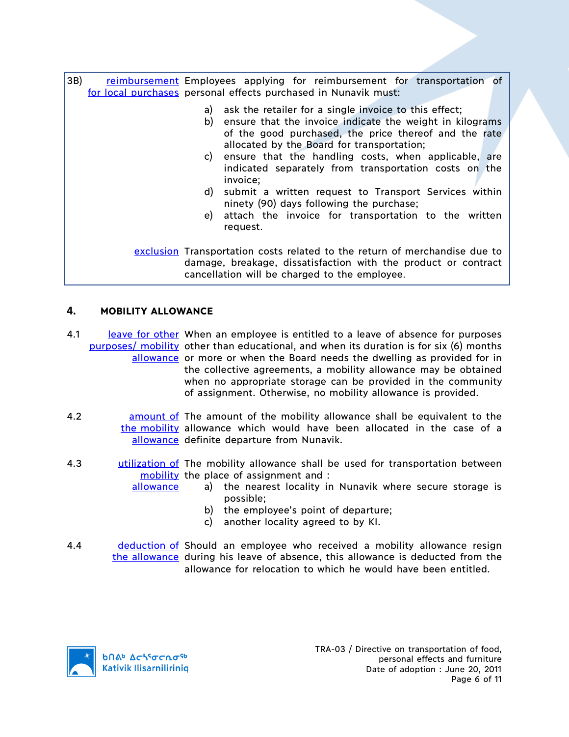**3B) reimbursement for local purchases** Employees applying for reimbursement for transportation of personal effects purchased in Nunavik must:

a) ask the retailer for a single invoice to this effect;
b) ensure that the invoice indicate the weight in kilograms of the good purchased, the price thereof and the rate allocated by the Board for transportation;
c) ensure that the handling costs, when applicable, are indicated separately from transportation costs on the invoice;
d) submit a written request to Transport Services within ninety (90) days following the purchase;
e) attach the invoice for transportation to the written request.

**exclusion** Transportation costs related to the return of merchandise due to damage, breakage, dissatisfaction with the product or contract cancellation will be charged to the employee.

## 4. MOBILITY ALLOWANCE

**4.1 leave for other purposes/ mobility allowance** When an employee is entitled to a leave of absence for purposes other than educational, and when its duration is for six (6) months or more or when the Board needs the dwelling as provided for in the collective agreements, a mobility allowance may be obtained when no appropriate storage can be provided in the community of assignment. Otherwise, no mobility allowance is provided.

**4.2 amount of the mobility allowance** The amount of the mobility allowance shall be equivalent to the allowance which would have been allocated in the case of a definite departure from Nunavik.

**4.3 utilization of mobility allowance** The mobility allowance shall be used for transportation between the place of assignment and :

a) the nearest locality in Nunavik where secure storage is possible;
b) the employee's point of departure;
c) another locality agreed to by KI.

**4.4 deduction of the allowance** Should an employee who received a mobility allowance resign during his leave of absence, this allowance is deducted from the allowance for relocation to which he would have been entitled.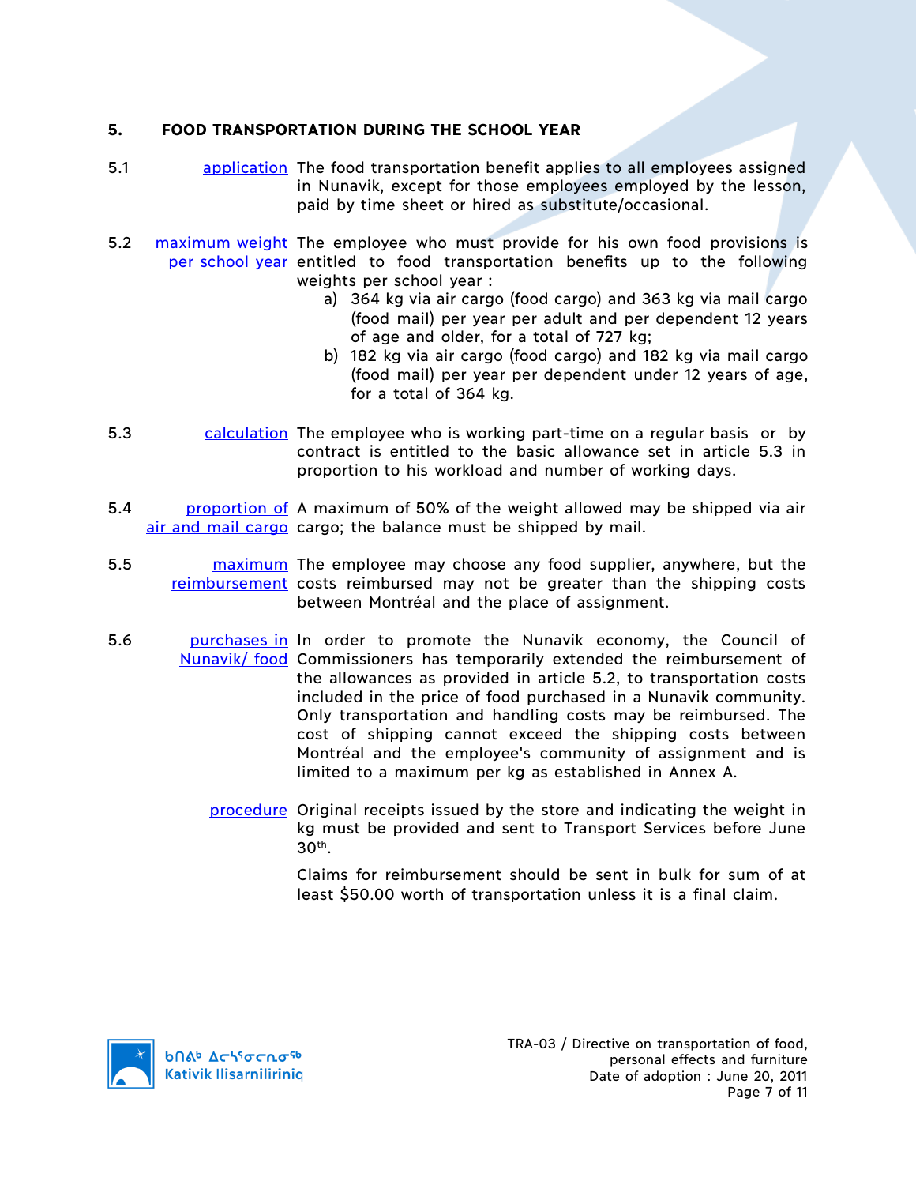## 5. FOOD TRANSPORTATION DURING THE SCHOOL YEAR

**5.1 application** The food transportation benefit applies to all employees assigned in Nunavik, except for those employees employed by the lesson, paid by time sheet or hired as substitute/occasional.

**5.2 maximum weight per school year** The employee who must provide for his own food provisions is entitled to food transportation benefits up to the following weights per school year :

a) 364 kg via air cargo (food cargo) and 363 kg via mail cargo (food mail) per year per adult and per dependent 12 years of age and older, for a total of 727 kg;

b) 182 kg via air cargo (food cargo) and 182 kg via mail cargo (food mail) per year per dependent under 12 years of age, for a total of 364 kg.

**5.3 calculation** The employee who is working part-time on a regular basis or by contract is entitled to the basic allowance set in article 5.3 in proportion to his workload and number of working days.

**5.4 proportion of air and mail cargo** A maximum of 50% of the weight allowed may be shipped via air cargo; the balance must be shipped by mail.

**5.5 maximum reimbursement** The employee may choose any food supplier, anywhere, but the costs reimbursed may not be greater than the shipping costs between Montréal and the place of assignment.

**5.6 purchases in Nunavik/ food** In order to promote the Nunavik economy, the Council of Commissioners has temporarily extended the reimbursement of the allowances as provided in article 5.2, to transportation costs included in the price of food purchased in a Nunavik community. Only transportation and handling costs may be reimbursed. The cost of shipping cannot exceed the shipping costs between Montréal and the employee's community of assignment and is limited to a maximum per kg as established in Annex A.

**procedure** Original receipts issued by the store and indicating the weight in kg must be provided and sent to Transport Services before June 30th.

Claims for reimbursement should be sent in bulk for sum of at least $50.00 worth of transportation unless it is a final claim.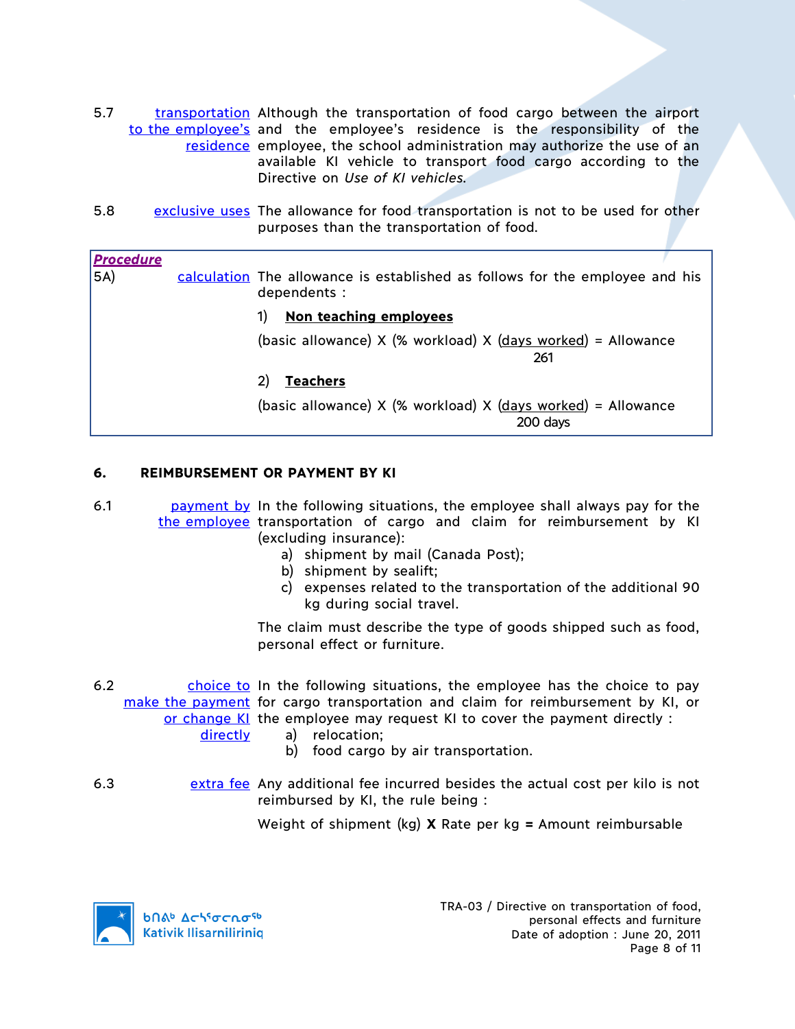5.7 **transportation to the employee's residence** Although the transportation of food cargo between the airport and the employee's residence is the responsibility of the employee, the school administration may authorize the use of an available KI vehicle to transport food cargo according to the Directive on *Use of KI vehicles*.

5.8 **exclusive uses** The allowance for food transportation is not to be used for other purposes than the transportation of food.

***Procedure***

5A) **calculation** The allowance is established as follows for the employee and his dependents :

1) **Non teaching employees**

$$\text{(basic allowance)} \times \text{(\% workload)} \times \frac{\text{(days worked)}}{261} = \text{Allowance}$$

2) **Teachers**

$$\text{(basic allowance)} \times \text{(\% workload)} \times \frac{\text{(days worked)}}{\text{200 days}} = \text{Allowance}$$

## 6. REIMBURSEMENT OR PAYMENT BY KI

6.1 **payment by the employee** In the following situations, the employee shall always pay for the transportation of cargo and claim for reimbursement by KI (excluding insurance):

a) shipment by mail (Canada Post);
b) shipment by sealift;
c) expenses related to the transportation of the additional 90 kg during social travel.

The claim must describe the type of goods shipped such as food, personal effect or furniture.

6.2 **choice to make the payment or change KI directly** In the following situations, the employee has the choice to pay for cargo transportation and claim for reimbursement by KI, or the employee may request KI to cover the payment directly :

a) relocation;
b) food cargo by air transportation.

6.3 **extra fee** Any additional fee incurred besides the actual cost per kilo is not reimbursed by KI, the rule being :

Weight of shipment (kg) **X** Rate per kg **=** Amount reimbursable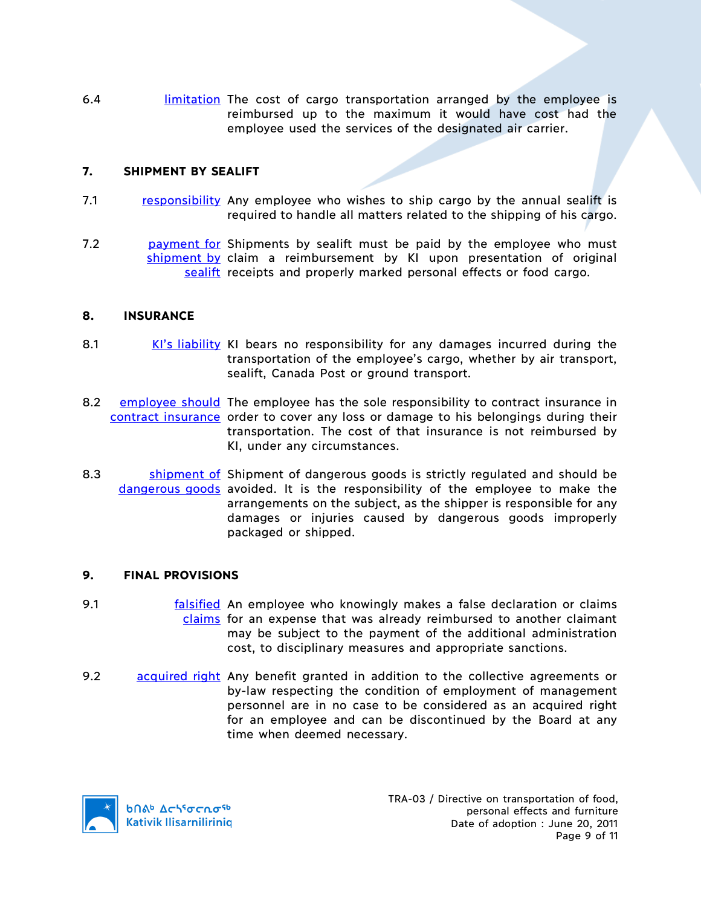6.4 limitation The cost of cargo transportation arranged by the employee is reimbursed up to the maximum it would have cost had the employee used the services of the designated air carrier.

## 7. SHIPMENT BY SEALIFT

7.1 responsibility Any employee who wishes to ship cargo by the annual sealift is required to handle all matters related to the shipping of his cargo.

7.2 payment for shipment by sealift Shipments by sealift must be paid by the employee who must claim a reimbursement by KI upon presentation of original receipts and properly marked personal effects or food cargo.

## 8. INSURANCE

8.1 KI's liability KI bears no responsibility for any damages incurred during the transportation of the employee's cargo, whether by air transport, sealift, Canada Post or ground transport.

8.2 employee should contract insurance The employee has the sole responsibility to contract insurance in order to cover any loss or damage to his belongings during their transportation. The cost of that insurance is not reimbursed by KI, under any circumstances.

8.3 shipment of dangerous goods Shipment of dangerous goods is strictly regulated and should be avoided. It is the responsibility of the employee to make the arrangements on the subject, as the shipper is responsible for any damages or injuries caused by dangerous goods improperly packaged or shipped.

## 9. FINAL PROVISIONS

9.1 falsified claims An employee who knowingly makes a false declaration or claims for an expense that was already reimbursed to another claimant may be subject to the payment of the additional administration cost, to disciplinary measures and appropriate sanctions.

9.2 acquired right Any benefit granted in addition to the collective agreements or by-law respecting the condition of employment of management personnel are in no case to be considered as an acquired right for an employee and can be discontinued by the Board at any time when deemed necessary.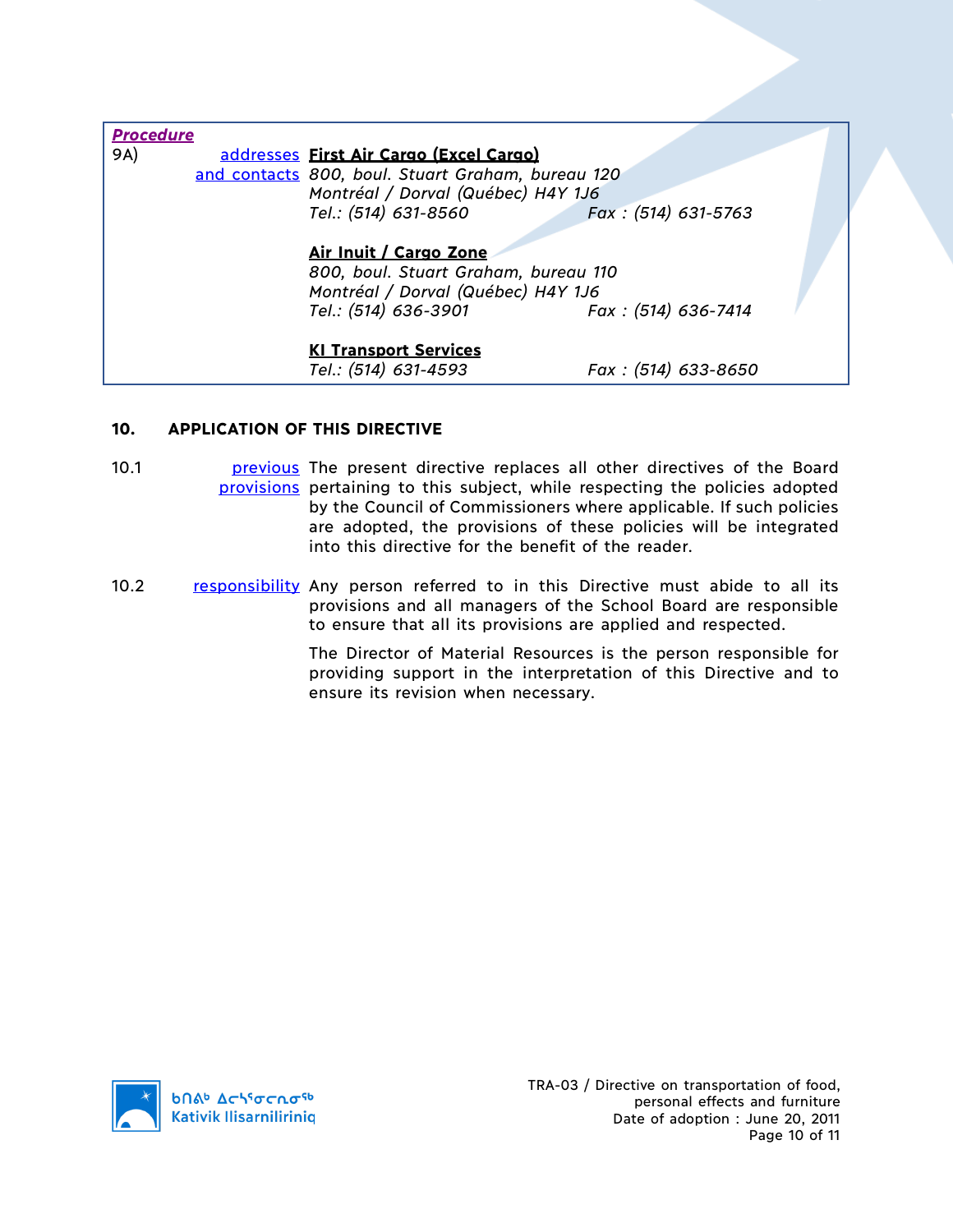***Procedure***

9A) addresses and contacts

**First Air Cargo (Excel Cargo)**
*800, boul. Stuart Graham, bureau 120*
*Montréal / Dorval (Québec) H4Y 1J6*
*Tel.: (514) 631-8560* *Fax : (514) 631-5763*

**Air Inuit / Cargo Zone**
*800, boul. Stuart Graham, bureau 110*
*Montréal / Dorval (Québec) H4Y 1J6*
*Tel.: (514) 636-3901* *Fax : (514) 636-7414*

**KI Transport Services**
*Tel.: (514) 631-4593* *Fax : (514) 633-8650*

## 10. APPLICATION OF THIS DIRECTIVE

10.1 previous provisions — The present directive replaces all other directives of the Board pertaining to this subject, while respecting the policies adopted by the Council of Commissioners where applicable. If such policies are adopted, the provisions of these policies will be integrated into this directive for the benefit of the reader.

10.2 responsibility — Any person referred to in this Directive must abide to all its provisions and all managers of the School Board are responsible to ensure that all its provisions are applied and respected.

The Director of Material Resources is the person responsible for providing support in the interpretation of this Directive and to ensure its revision when necessary.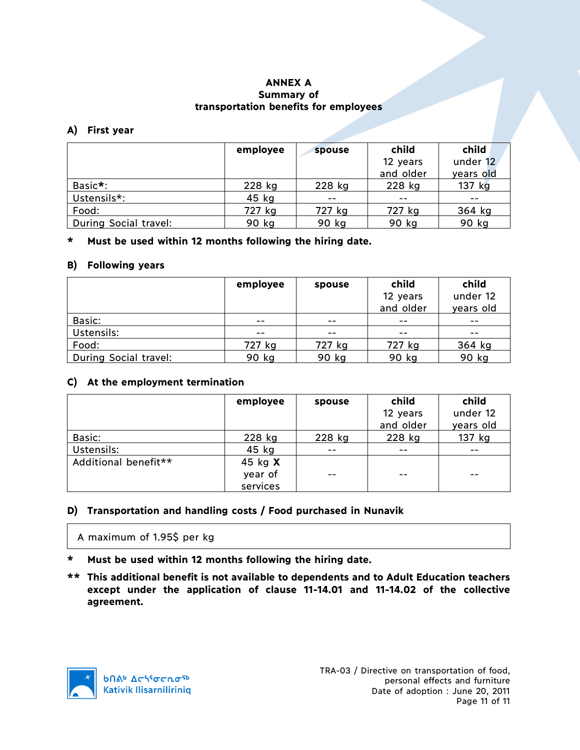# ANNEX A
## Summary of transportation benefits for employees

### A) First year

| | employee | spouse | child 12 years and older | child under 12 years old |
|---|---|---|---|---|
| Basic*: | 228 kg | 228 kg | 228 kg | 137 kg |
| Ustensils*: | 45 kg | -- | -- | -- |
| Food: | 727 kg | 727 kg | 727 kg | 364 kg |
| During Social travel: | 90 kg | 90 kg | 90 kg | 90 kg |

**\* Must be used within 12 months following the hiring date.**

### B) Following years

| | employee | spouse | child 12 years and older | child under 12 years old |
|---|---|---|---|---|
| Basic: | -- | -- | -- | -- |
| Ustensils: | -- | -- | -- | -- |
| Food: | 727 kg | 727 kg | 727 kg | 364 kg |
| During Social travel: | 90 kg | 90 kg | 90 kg | 90 kg |

### C) At the employment termination

| | employee | spouse | child 12 years and older | child under 12 years old |
|---|---|---|---|---|
| Basic: | 228 kg | 228 kg | 228 kg | 137 kg |
| Ustensils: | 45 kg | -- | -- | -- |
| Additional benefit** | 45 kg **X** year of services | -- | -- | -- |

### D) Transportation and handling costs / Food purchased in Nunavik

| |
|---|
| A maximum of 1.95$ per kg |

**\* Must be used within 12 months following the hiring date.**

**\*\* This additional benefit is not available to dependents and to Adult Education teachers except under the application of clause 11-14.01 and 11-14.02 of the collective agreement.**